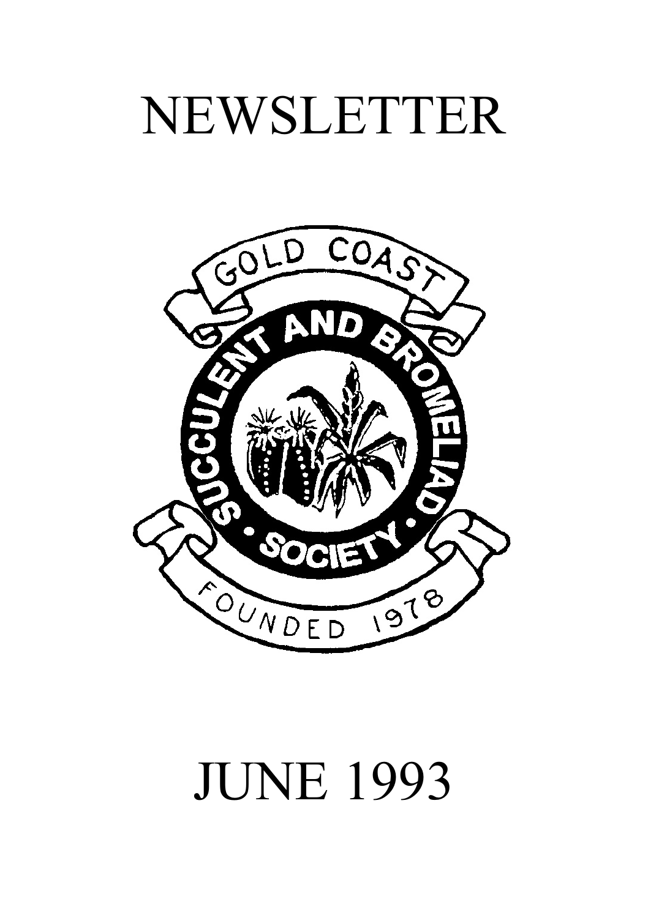# NEWSLETTER

GOLD COAST

SUCCULENT AND BROMELIAD

• SOCIETY •

FOUNDED 1978

# JUNE 1993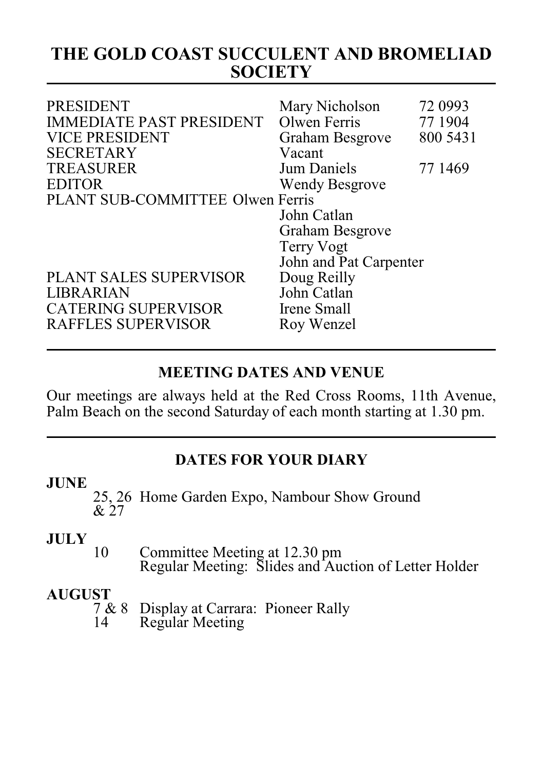# THE GOLD COAST SUCCULENT AND BROMELIAD SOCIETY

| | | |
|---|---|---|
| PRESIDENT | Mary Nicholson | 72 0993 |
| IMMEDIATE PAST PRESIDENT | Olwen Ferris | 77 1904 |
| VICE PRESIDENT | Graham Besgrove | 800 5431 |
| SECRETARY | Vacant | |
| TREASURER | Jum Daniels | 77 1469 |
| EDITOR | Wendy Besgrove | |
| PLANT SUB-COMMITTEE | Olwen Ferris | |
| | John Catlan | |
| | Graham Besgrove | |
| | Terry Vogt | |
| | John and Pat Carpenter | |
| PLANT SALES SUPERVISOR | Doug Reilly | |
| LIBRARIAN | John Catlan | |
| CATERING SUPERVISOR | Irene Small | |
| RAFFLES SUPERVISOR | Roy Wenzel | |

## MEETING DATES AND VENUE

Our meetings are always held at the Red Cross Rooms, 11th Avenue, Palm Beach on the second Saturday of each month starting at 1.30 pm.

## DATES FOR YOUR DIARY

**JUNE**

25, 26 & 27 Home Garden Expo, Nambour Show Ground

**JULY**

10 Committee Meeting at 12.30 pm
Regular Meeting: Slides and Auction of Letter Holder

**AUGUST**

7 & 8 Display at Carrara: Pioneer Rally
14 Regular Meeting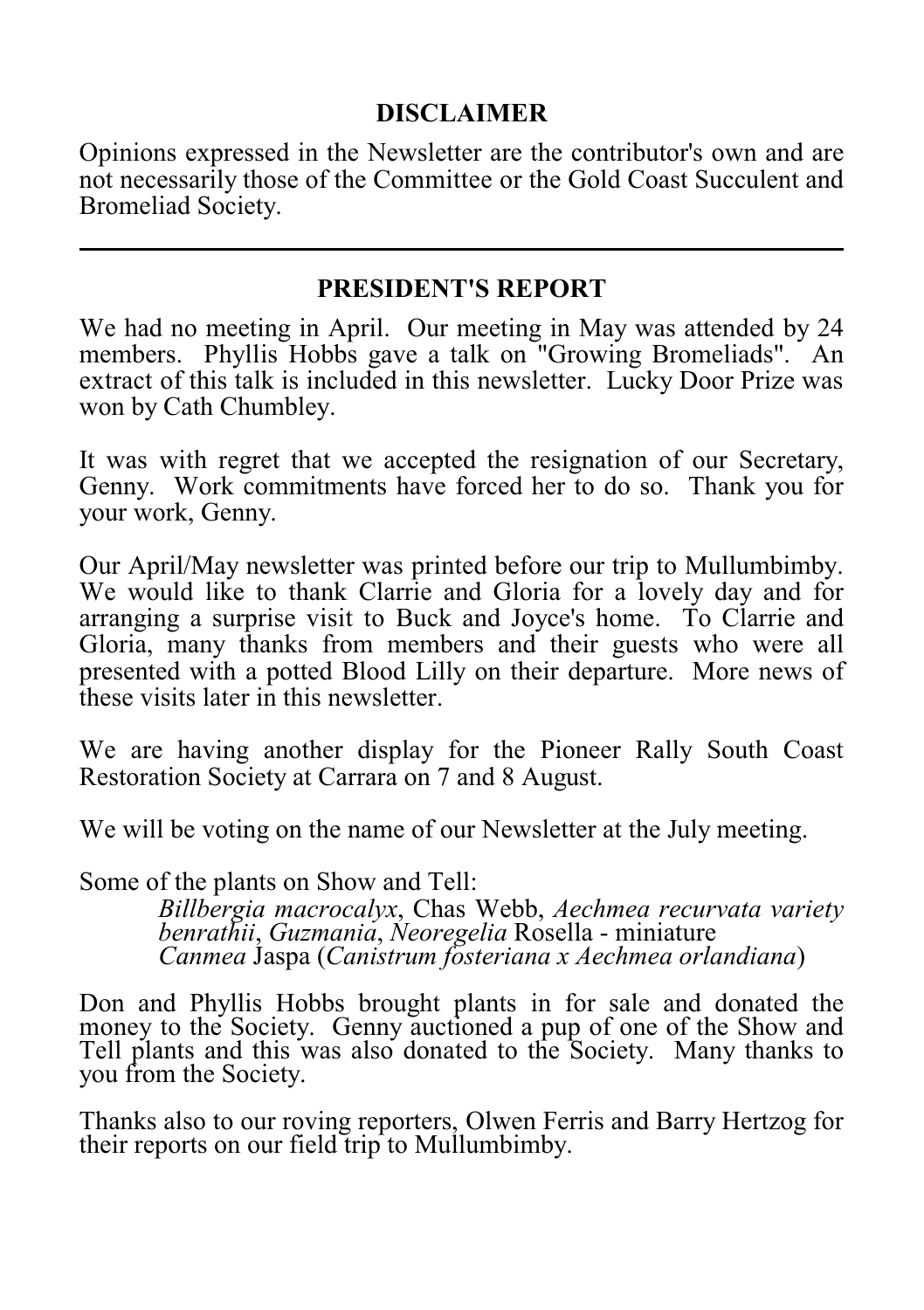## DISCLAIMER

Opinions expressed in the Newsletter are the contributor's own and are not necessarily those of the Committee or the Gold Coast Succulent and Bromeliad Society.

---

## PRESIDENT'S REPORT

We had no meeting in April. Our meeting in May was attended by 24 members. Phyllis Hobbs gave a talk on "Growing Bromeliads". An extract of this talk is included in this newsletter. Lucky Door Prize was won by Cath Chumbley.

It was with regret that we accepted the resignation of our Secretary, Genny. Work commitments have forced her to do so. Thank you for your work, Genny.

Our April/May newsletter was printed before our trip to Mullumbimby. We would like to thank Clarrie and Gloria for a lovely day and for arranging a surprise visit to Buck and Joyce's home. To Clarrie and Gloria, many thanks from members and their guests who were all presented with a potted Blood Lilly on their departure. More news of these visits later in this newsletter.

We are having another display for the Pioneer Rally South Coast Restoration Society at Carrara on 7 and 8 August.

We will be voting on the name of our Newsletter at the July meeting.

Some of the plants on Show and Tell:

> *Billbergia macrocalyx*, Chas Webb, *Aechmea recurvata variety benrathii*, *Guzmania*, *Neoregelia* Rosella - miniature
> *Canmea* Jaspa (*Canistrum fosteriana x Aechmea orlandiana*)

Don and Phyllis Hobbs brought plants in for sale and donated the money to the Society. Genny auctioned a pup of one of the Show and Tell plants and this was also donated to the Society. Many thanks to you from the Society.

Thanks also to our roving reporters, Olwen Ferris and Barry Hertzog for their reports on our field trip to Mullumbimby.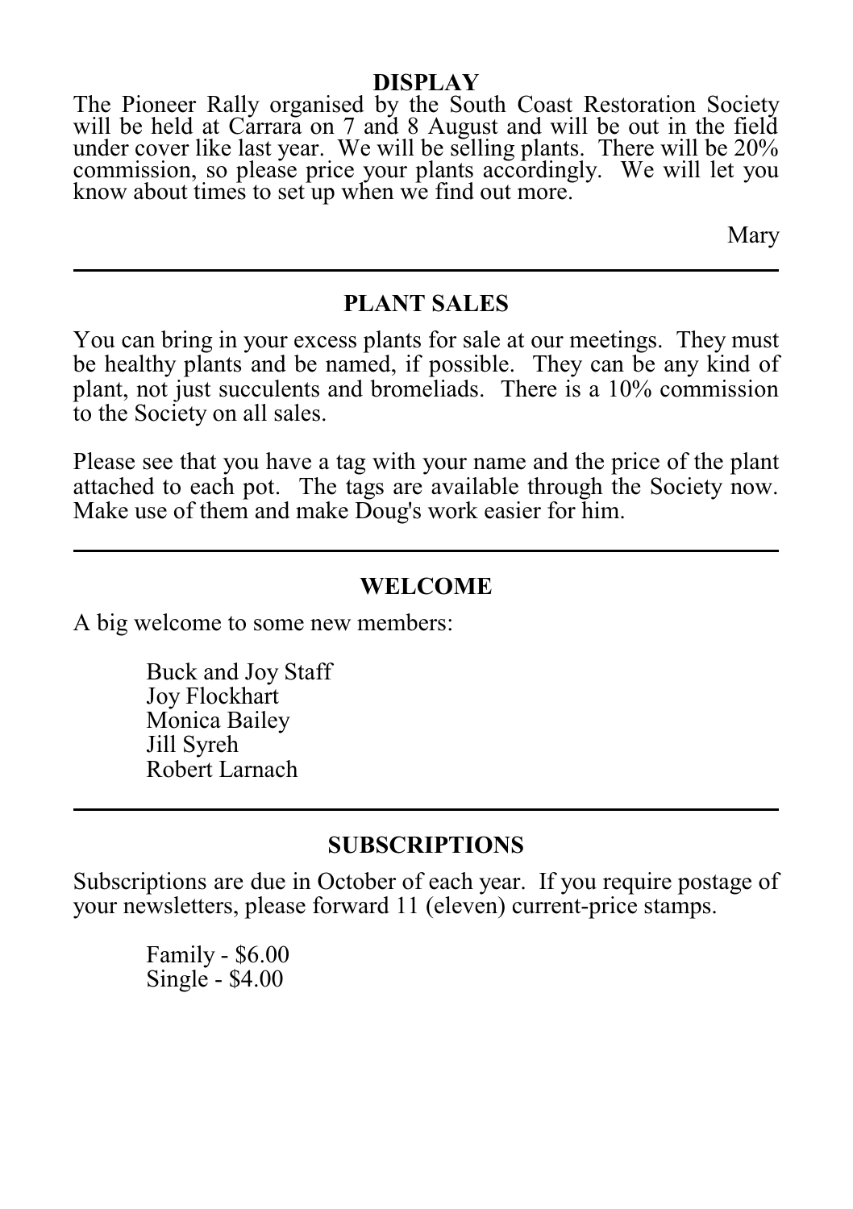## DISPLAY

The Pioneer Rally organised by the South Coast Restoration Society will be held at Carrara on 7 and 8 August and will be out in the field under cover like last year. We will be selling plants. There will be 20% commission, so please price your plants accordingly. We will let you know about times to set up when we find out more.

Mary

---

## PLANT SALES

You can bring in your excess plants for sale at our meetings. They must be healthy plants and be named, if possible. They can be any kind of plant, not just succulents and bromeliads. There is a 10% commission to the Society on all sales.

Please see that you have a tag with your name and the price of the plant attached to each pot. The tags are available through the Society now. Make use of them and make Doug's work easier for him.

---

## WELCOME

A big welcome to some new members:

Buck and Joy Staff
Joy Flockhart
Monica Bailey
Jill Syreh
Robert Larnach

---

## SUBSCRIPTIONS

Subscriptions are due in October of each year. If you require postage of your newsletters, please forward 11 (eleven) current-price stamps.

Family - $6.00
Single - $4.00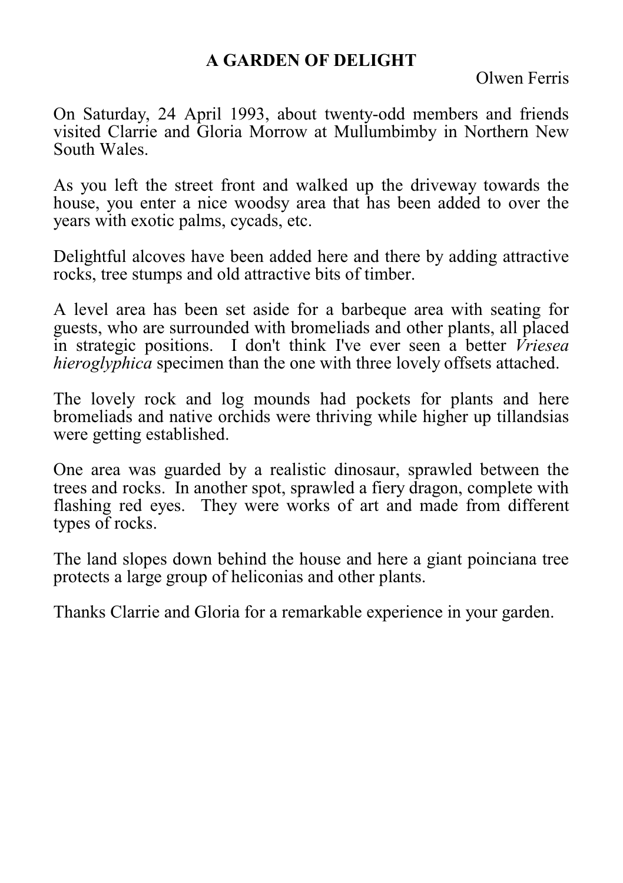## A GARDEN OF DELIGHT

Olwen Ferris

On Saturday, 24 April 1993, about twenty-odd members and friends visited Clarrie and Gloria Morrow at Mullumbimby in Northern New South Wales.

As you left the street front and walked up the driveway towards the house, you enter a nice woodsy area that has been added to over the years with exotic palms, cycads, etc.

Delightful alcoves have been added here and there by adding attractive rocks, tree stumps and old attractive bits of timber.

A level area has been set aside for a barbeque area with seating for guests, who are surrounded with bromeliads and other plants, all placed in strategic positions. I don't think I've ever seen a better *Vriesea hieroglyphica* specimen than the one with three lovely offsets attached.

The lovely rock and log mounds had pockets for plants and here bromeliads and native orchids were thriving while higher up tillandsias were getting established.

One area was guarded by a realistic dinosaur, sprawled between the trees and rocks. In another spot, sprawled a fiery dragon, complete with flashing red eyes. They were works of art and made from different types of rocks.

The land slopes down behind the house and here a giant poinciana tree protects a large group of heliconias and other plants.

Thanks Clarrie and Gloria for a remarkable experience in your garden.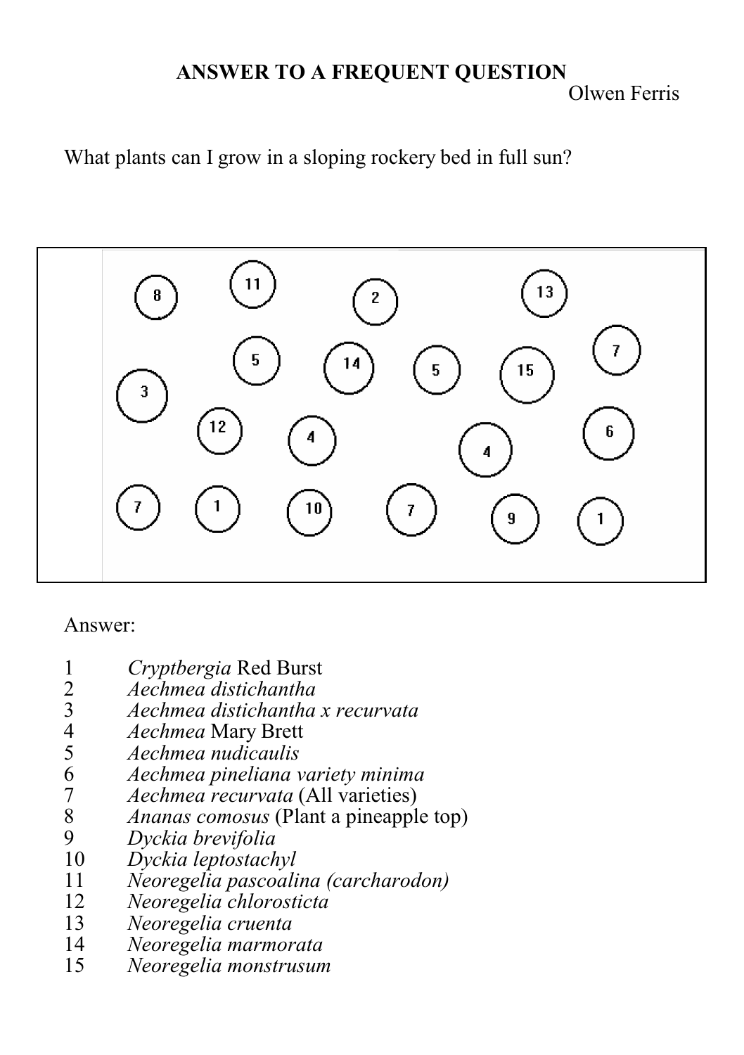## ANSWER TO A FREQUENT QUESTION

Olwen Ferris

What plants can I grow in a sloping rockery bed in full sun?

Answer:

1 *Cryptbergia* Red Burst
2 *Aechmea distichantha*
3 *Aechmea distichantha x recurvata*
4 *Aechmea* Mary Brett
5 *Aechmea nudicaulis*
6 *Aechmea pineliana variety minima*
7 *Aechmea recurvata* (All varieties)
8 *Ananas comosus* (Plant a pineapple top)
9 *Dyckia brevifolia*
10 *Dyckia leptostachyl*
11 *Neoregelia pascoalina (carcharodon)*
12 *Neoregelia chlorosticta*
13 *Neoregelia cruenta*
14 *Neoregelia marmorata*
15 *Neoregelia monstrusum*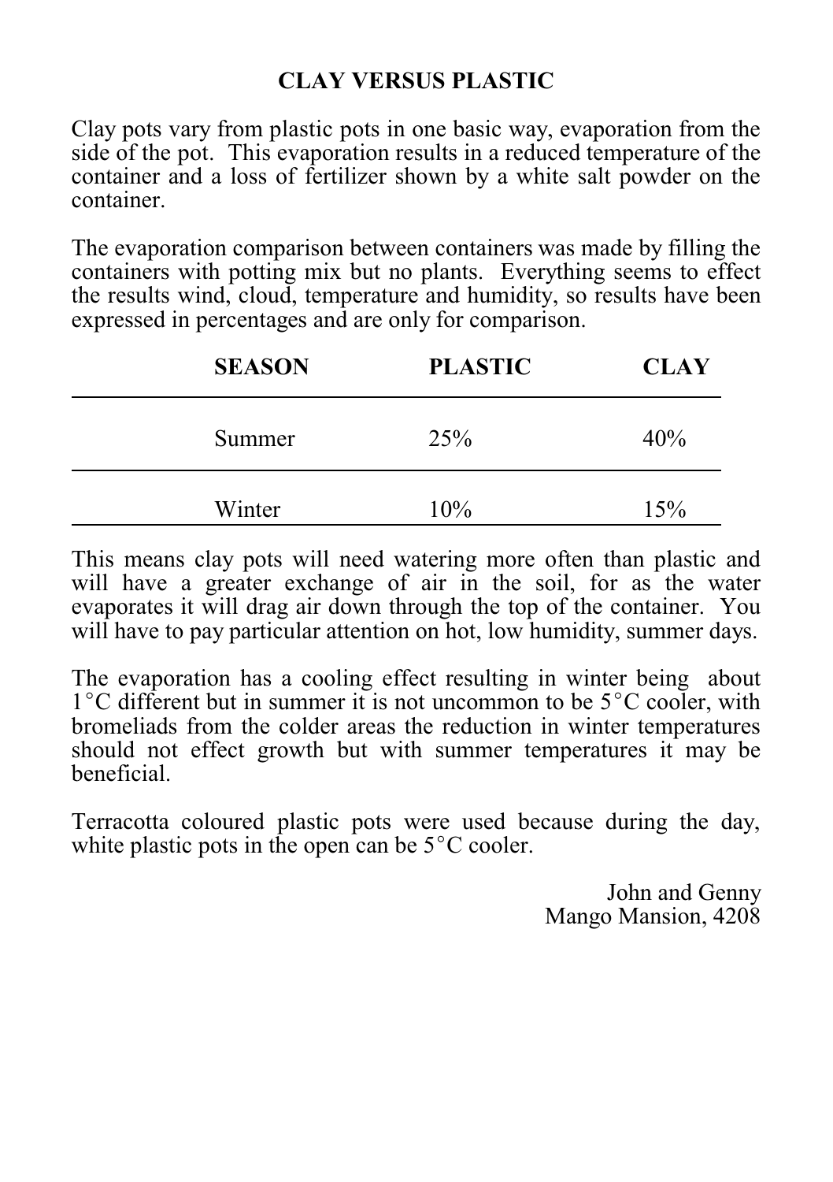## CLAY VERSUS PLASTIC

Clay pots vary from plastic pots in one basic way, evaporation from the side of the pot. This evaporation results in a reduced temperature of the container and a loss of fertilizer shown by a white salt powder on the container.

The evaporation comparison between containers was made by filling the containers with potting mix but no plants. Everything seems to effect the results wind, cloud, temperature and humidity, so results have been expressed in percentages and are only for comparison.

| SEASON | PLASTIC | CLAY |
|---|---|---|
| Summer | 25% | 40% |
| Winter | 10% | 15% |

This means clay pots will need watering more often than plastic and will have a greater exchange of air in the soil, for as the water evaporates it will drag air down through the top of the container. You will have to pay particular attention on hot, low humidity, summer days.

The evaporation has a cooling effect resulting in winter being about 1°C different but in summer it is not uncommon to be 5°C cooler, with bromeliads from the colder areas the reduction in winter temperatures should not effect growth but with summer temperatures it may be beneficial.

Terracotta coloured plastic pots were used because during the day, white plastic pots in the open can be 5°C cooler.

John and Genny
Mango Mansion, 4208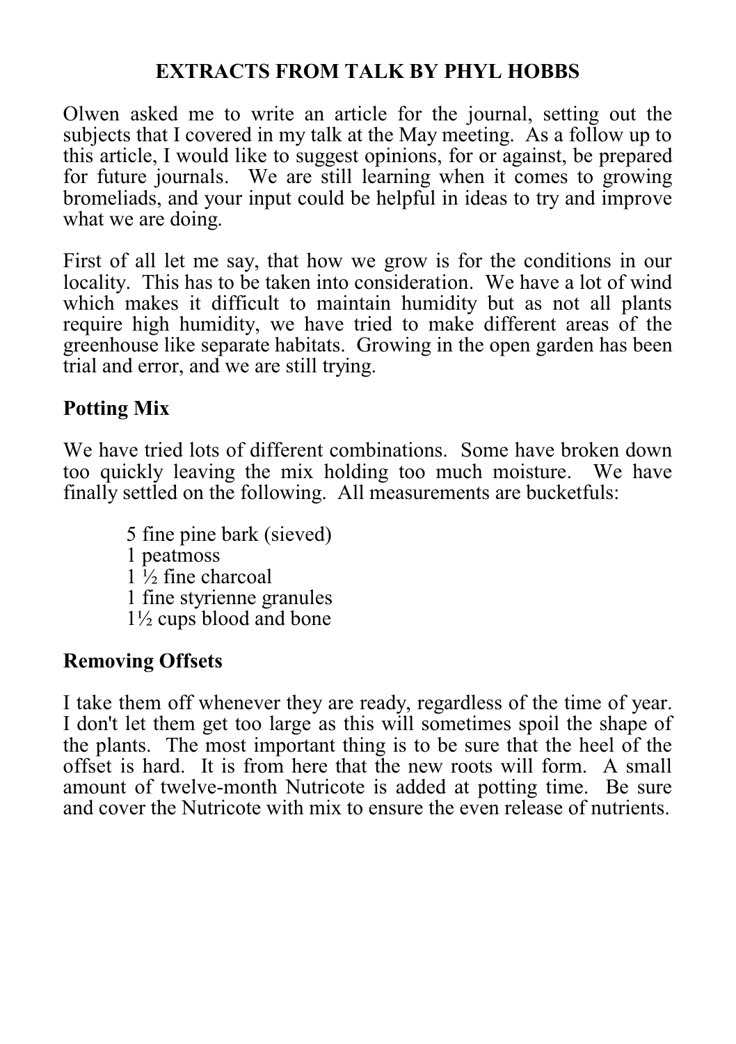# EXTRACTS FROM TALK BY PHYL HOBBS

Olwen asked me to write an article for the journal, setting out the subjects that I covered in my talk at the May meeting. As a follow up to this article, I would like to suggest opinions, for or against, be prepared for future journals. We are still learning when it comes to growing bromeliads, and your input could be helpful in ideas to try and improve what we are doing.

First of all let me say, that how we grow is for the conditions in our locality. This has to be taken into consideration. We have a lot of wind which makes it difficult to maintain humidity but as not all plants require high humidity, we have tried to make different areas of the greenhouse like separate habitats. Growing in the open garden has been trial and error, and we are still trying.

## Potting Mix

We have tried lots of different combinations. Some have broken down too quickly leaving the mix holding too much moisture. We have finally settled on the following. All measurements are bucketfuls:

5 fine pine bark (sieved)
1 peatmoss
1 ½ fine charcoal
1 fine styrienne granules
1½ cups blood and bone

## Removing Offsets

I take them off whenever they are ready, regardless of the time of year. I don't let them get too large as this will sometimes spoil the shape of the plants. The most important thing is to be sure that the heel of the offset is hard. It is from here that the new roots will form. A small amount of twelve-month Nutricote is added at potting time. Be sure and cover the Nutricote with mix to ensure the even release of nutrients.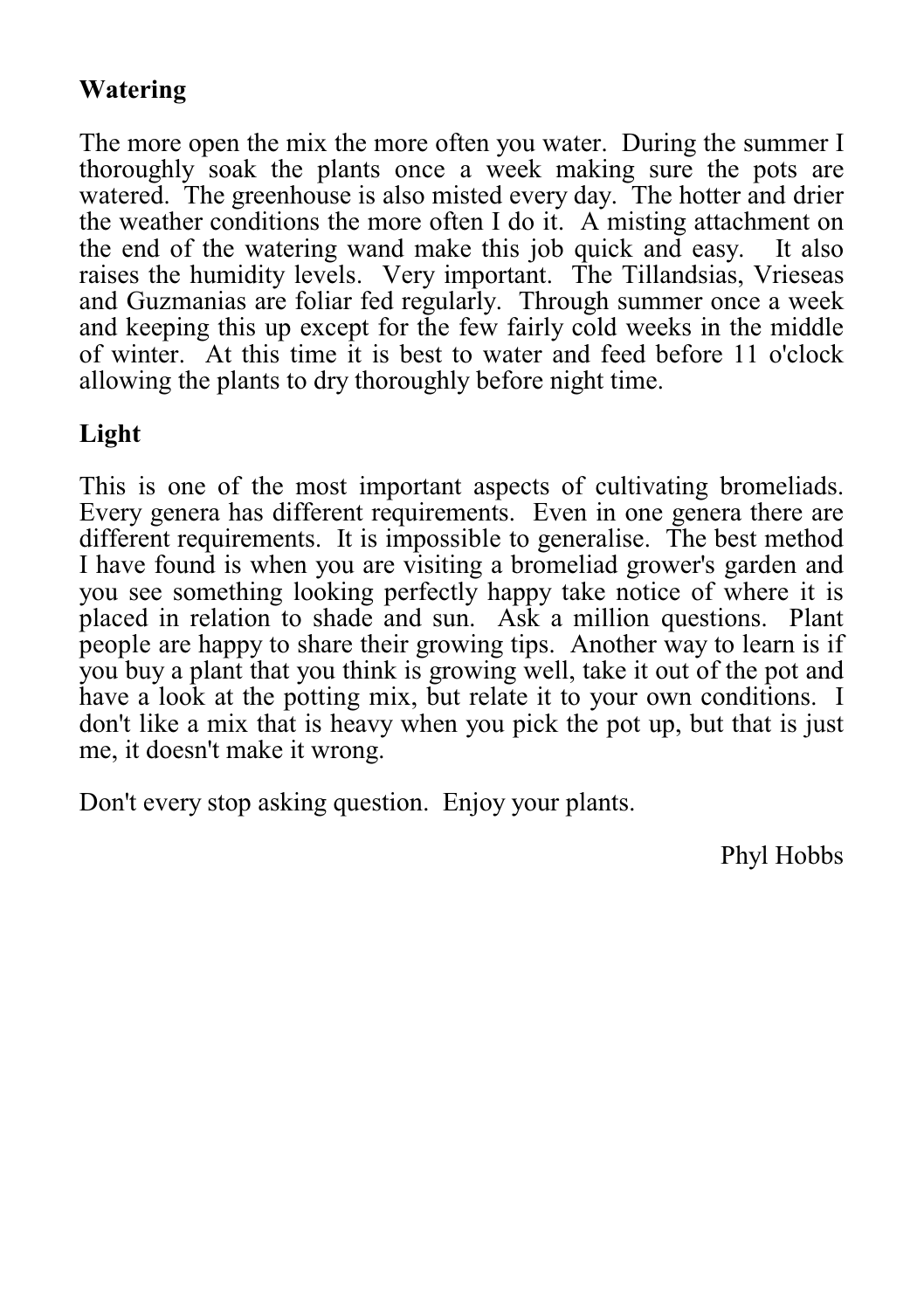## Watering

The more open the mix the more often you water. During the summer I thoroughly soak the plants once a week making sure the pots are watered. The greenhouse is also misted every day. The hotter and drier the weather conditions the more often I do it. A misting attachment on the end of the watering wand make this job quick and easy. It also raises the humidity levels. Very important. The Tillandsias, Vrieseas and Guzmanias are foliar fed regularly. Through summer once a week and keeping this up except for the few fairly cold weeks in the middle of winter. At this time it is best to water and feed before 11 o'clock allowing the plants to dry thoroughly before night time.

## Light

This is one of the most important aspects of cultivating bromeliads. Every genera has different requirements. Even in one genera there are different requirements. It is impossible to generalise. The best method I have found is when you are visiting a bromeliad grower's garden and you see something looking perfectly happy take notice of where it is placed in relation to shade and sun. Ask a million questions. Plant people are happy to share their growing tips. Another way to learn is if you buy a plant that you think is growing well, take it out of the pot and have a look at the potting mix, but relate it to your own conditions. I don't like a mix that is heavy when you pick the pot up, but that is just me, it doesn't make it wrong.

Don't every stop asking question. Enjoy your plants.

Phyl Hobbs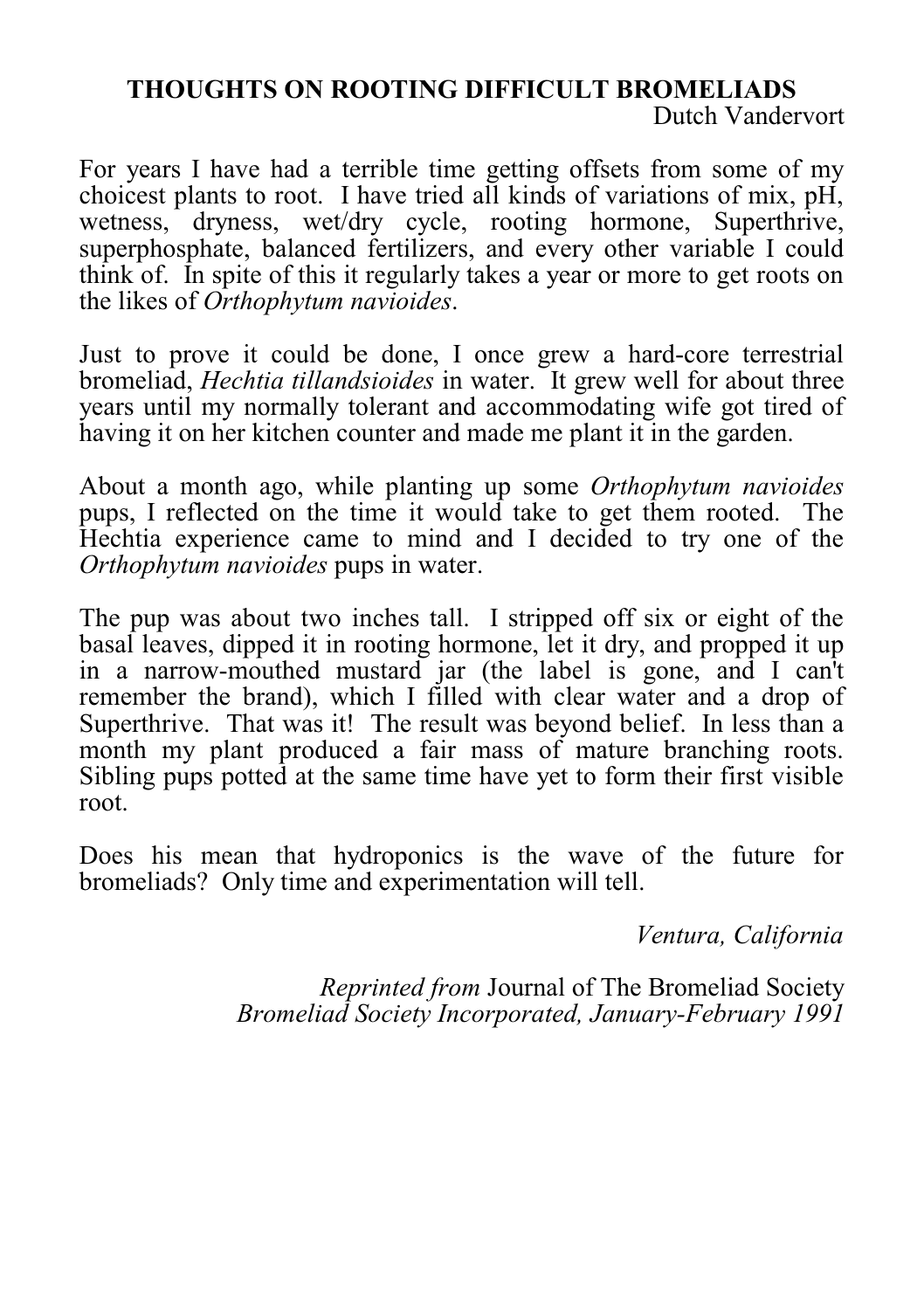## THOUGHTS ON ROOTING DIFFICULT BROMELIADS

Dutch Vandervort

For years I have had a terrible time getting offsets from some of my choicest plants to root. I have tried all kinds of variations of mix, pH, wetness, dryness, wet/dry cycle, rooting hormone, Superthrive, superphosphate, balanced fertilizers, and every other variable I could think of. In spite of this it regularly takes a year or more to get roots on the likes of *Orthophytum navioides*.

Just to prove it could be done, I once grew a hard-core terrestrial bromeliad, *Hechtia tillandsioides* in water. It grew well for about three years until my normally tolerant and accommodating wife got tired of having it on her kitchen counter and made me plant it in the garden.

About a month ago, while planting up some *Orthophytum navioides* pups, I reflected on the time it would take to get them rooted. The Hechtia experience came to mind and I decided to try one of the *Orthophytum navioides* pups in water.

The pup was about two inches tall. I stripped off six or eight of the basal leaves, dipped it in rooting hormone, let it dry, and propped it up in a narrow-mouthed mustard jar (the label is gone, and I can't remember the brand), which I filled with clear water and a drop of Superthrive. That was it! The result was beyond belief. In less than a month my plant produced a fair mass of mature branching roots. Sibling pups potted at the same time have yet to form their first visible root.

Does his mean that hydroponics is the wave of the future for bromeliads? Only time and experimentation will tell.

*Ventura, California*

*Reprinted from* Journal of The Bromeliad Society
*Bromeliad Society Incorporated, January-February 1991*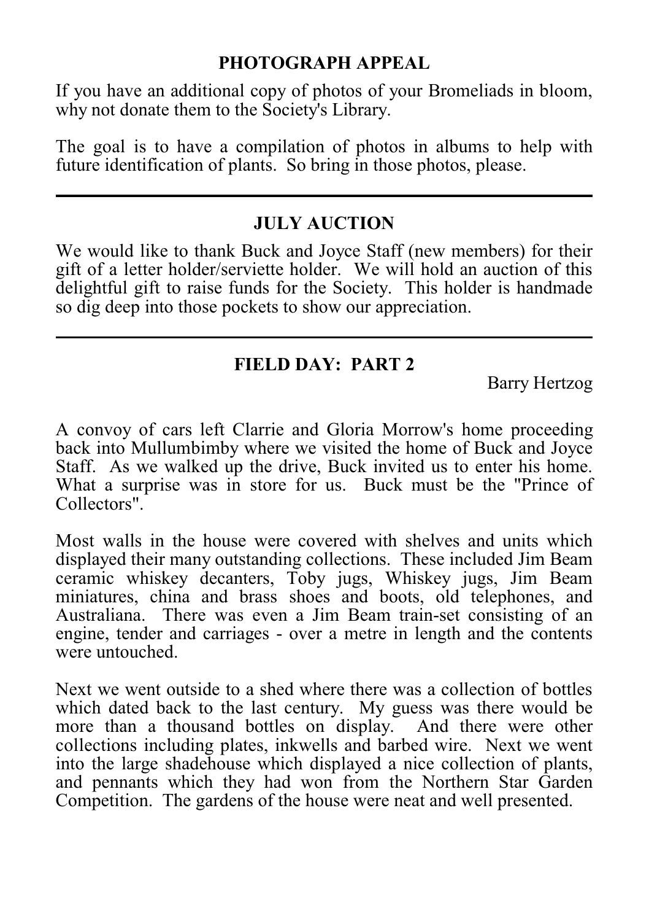## PHOTOGRAPH APPEAL

If you have an additional copy of photos of your Bromeliads in bloom, why not donate them to the Society's Library.

The goal is to have a compilation of photos in albums to help with future identification of plants. So bring in those photos, please.

---

## JULY AUCTION

We would like to thank Buck and Joyce Staff (new members) for their gift of a letter holder/serviette holder. We will hold an auction of this delightful gift to raise funds for the Society. This holder is handmade so dig deep into those pockets to show our appreciation.

---

## FIELD DAY: PART 2

Barry Hertzog

A convoy of cars left Clarrie and Gloria Morrow's home proceeding back into Mullumbimby where we visited the home of Buck and Joyce Staff. As we walked up the drive, Buck invited us to enter his home. What a surprise was in store for us. Buck must be the "Prince of Collectors".

Most walls in the house were covered with shelves and units which displayed their many outstanding collections. These included Jim Beam ceramic whiskey decanters, Toby jugs, Whiskey jugs, Jim Beam miniatures, china and brass shoes and boots, old telephones, and Australiana. There was even a Jim Beam train-set consisting of an engine, tender and carriages - over a metre in length and the contents were untouched.

Next we went outside to a shed where there was a collection of bottles which dated back to the last century. My guess was there would be more than a thousand bottles on display. And there were other collections including plates, inkwells and barbed wire. Next we went into the large shadehouse which displayed a nice collection of plants, and pennants which they had won from the Northern Star Garden Competition. The gardens of the house were neat and well presented.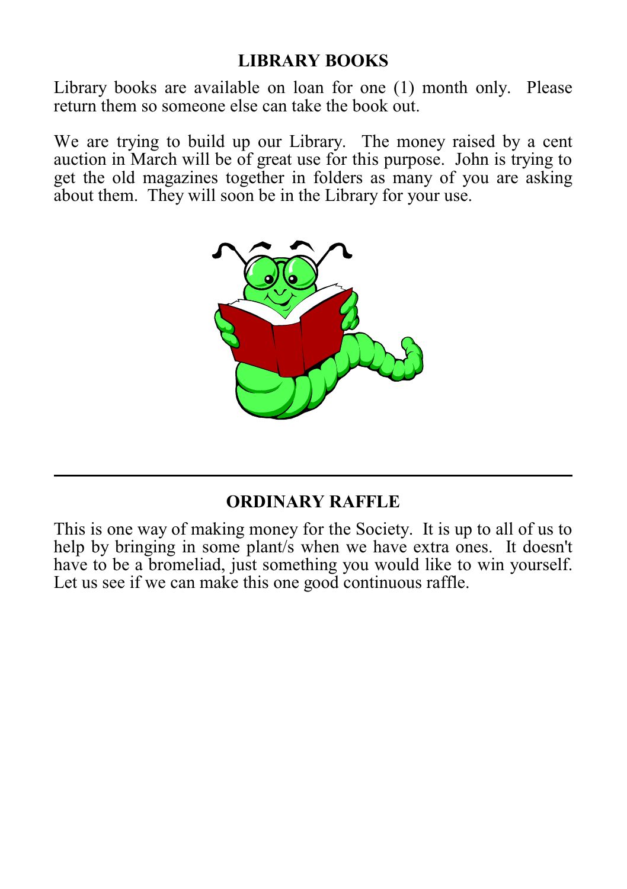## LIBRARY BOOKS

Library books are available on loan for one (1) month only. Please return them so someone else can take the book out.

We are trying to build up our Library. The money raised by a cent auction in March will be of great use for this purpose. John is trying to get the old magazines together in folders as many of you are asking about them. They will soon be in the Library for your use.

---

## ORDINARY RAFFLE

This is one way of making money for the Society. It is up to all of us to help by bringing in some plant/s when we have extra ones. It doesn't have to be a bromeliad, just something you would like to win yourself. Let us see if we can make this one good continuous raffle.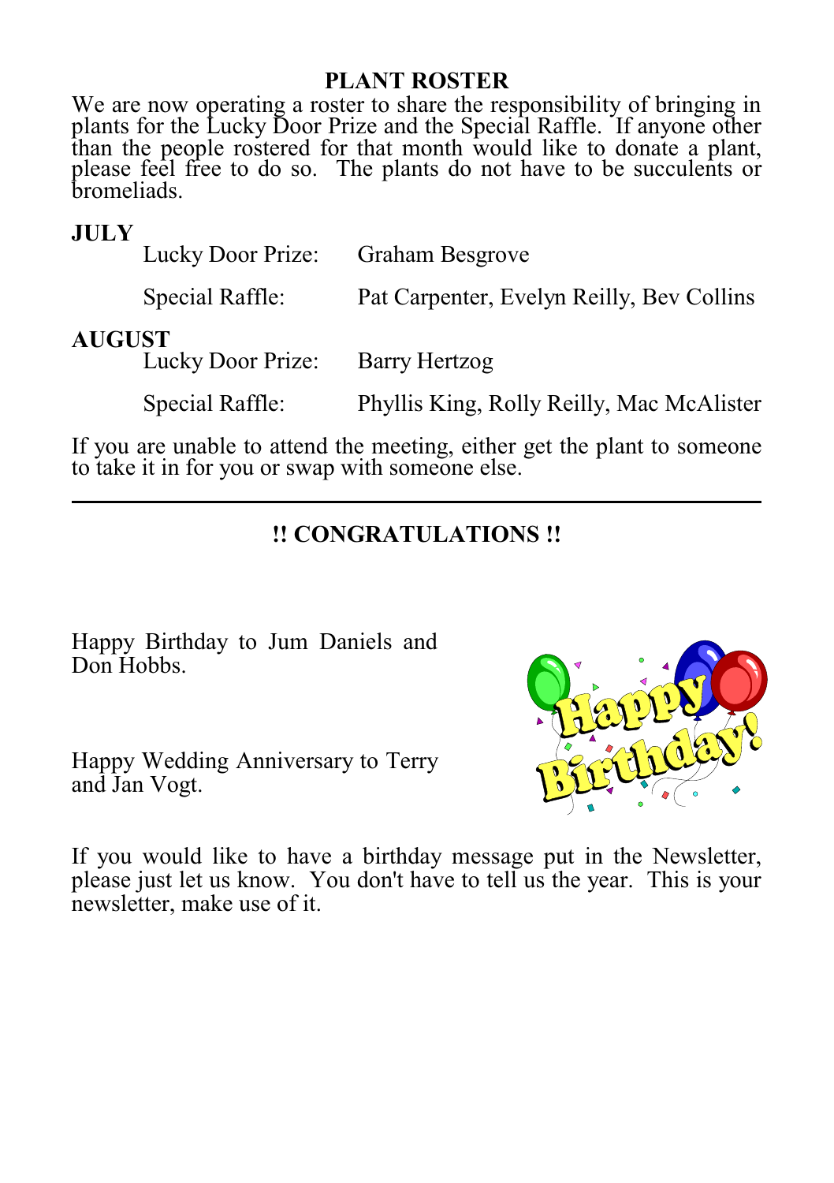## PLANT ROSTER

We are now operating a roster to share the responsibility of bringing in plants for the Lucky Door Prize and the Special Raffle. If anyone other than the people rostered for that month would like to donate a plant, please feel free to do so. The plants do not have to be succulents or bromeliads.

**JULY**

| | |
|---|---|
| Lucky Door Prize: | Graham Besgrove |
| Special Raffle: | Pat Carpenter, Evelyn Reilly, Bev Collins |

**AUGUST**

| | |
|---|---|
| Lucky Door Prize: | Barry Hertzog |
| Special Raffle: | Phyllis King, Rolly Reilly, Mac McAlister |

If you are unable to attend the meeting, either get the plant to someone to take it in for you or swap with someone else.

---

## !! CONGRATULATIONS !!

Happy Birthday to Jum Daniels and Don Hobbs.

Happy Wedding Anniversary to Terry and Jan Vogt.

If you would like to have a birthday message put in the Newsletter, please just let us know. You don't have to tell us the year. This is your newsletter, make use of it.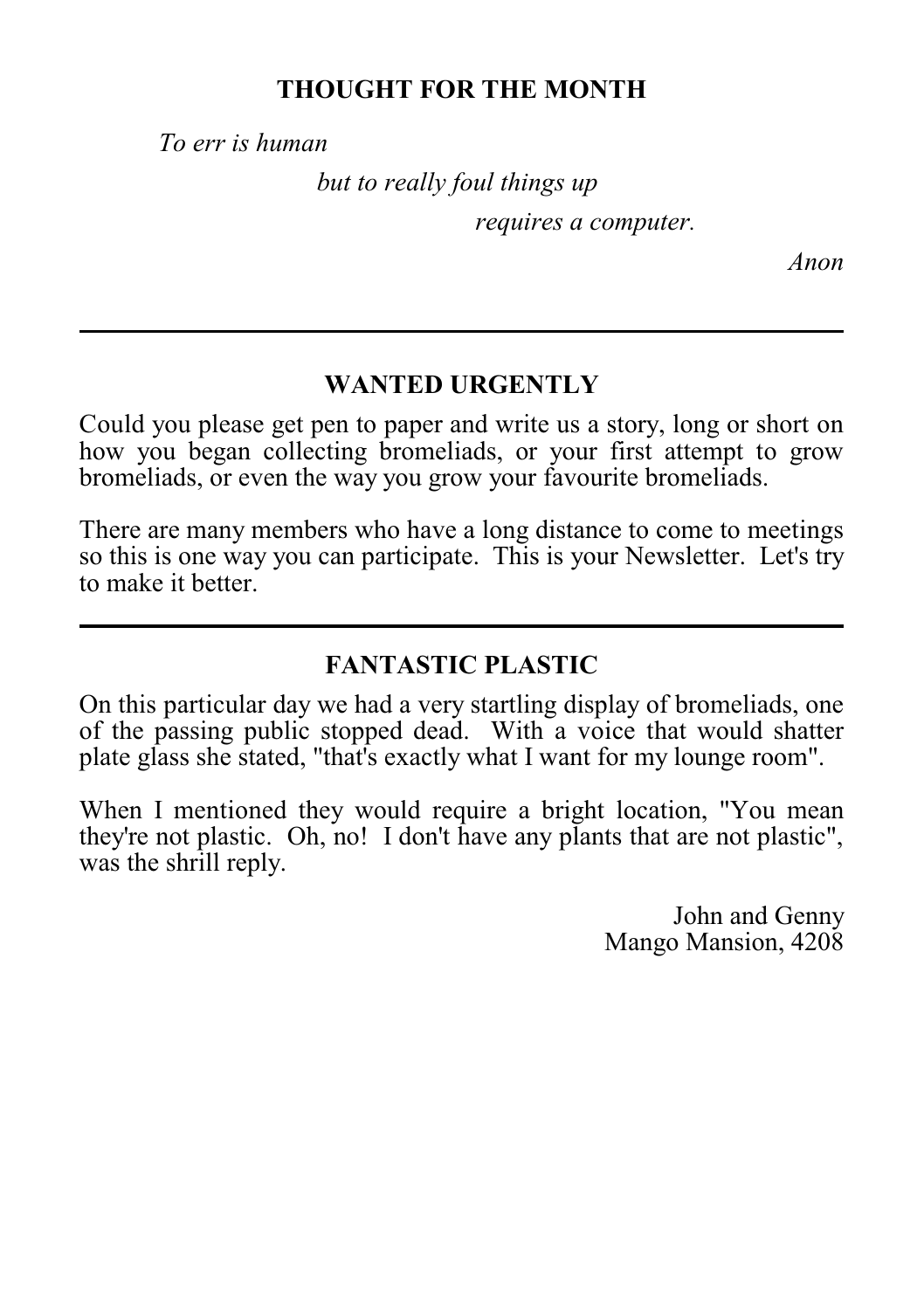## THOUGHT FOR THE MONTH

*To err is human*

*but to really foul things up*

*requires a computer.*

*Anon*

---

## WANTED URGENTLY

Could you please get pen to paper and write us a story, long or short on how you began collecting bromeliads, or your first attempt to grow bromeliads, or even the way you grow your favourite bromeliads.

There are many members who have a long distance to come to meetings so this is one way you can participate. This is your Newsletter. Let's try to make it better.

---

## FANTASTIC PLASTIC

On this particular day we had a very startling display of bromeliads, one of the passing public stopped dead. With a voice that would shatter plate glass she stated, "that's exactly what I want for my lounge room".

When I mentioned they would require a bright location, "You mean they're not plastic. Oh, no! I don't have any plants that are not plastic", was the shrill reply.

John and Genny
Mango Mansion, 4208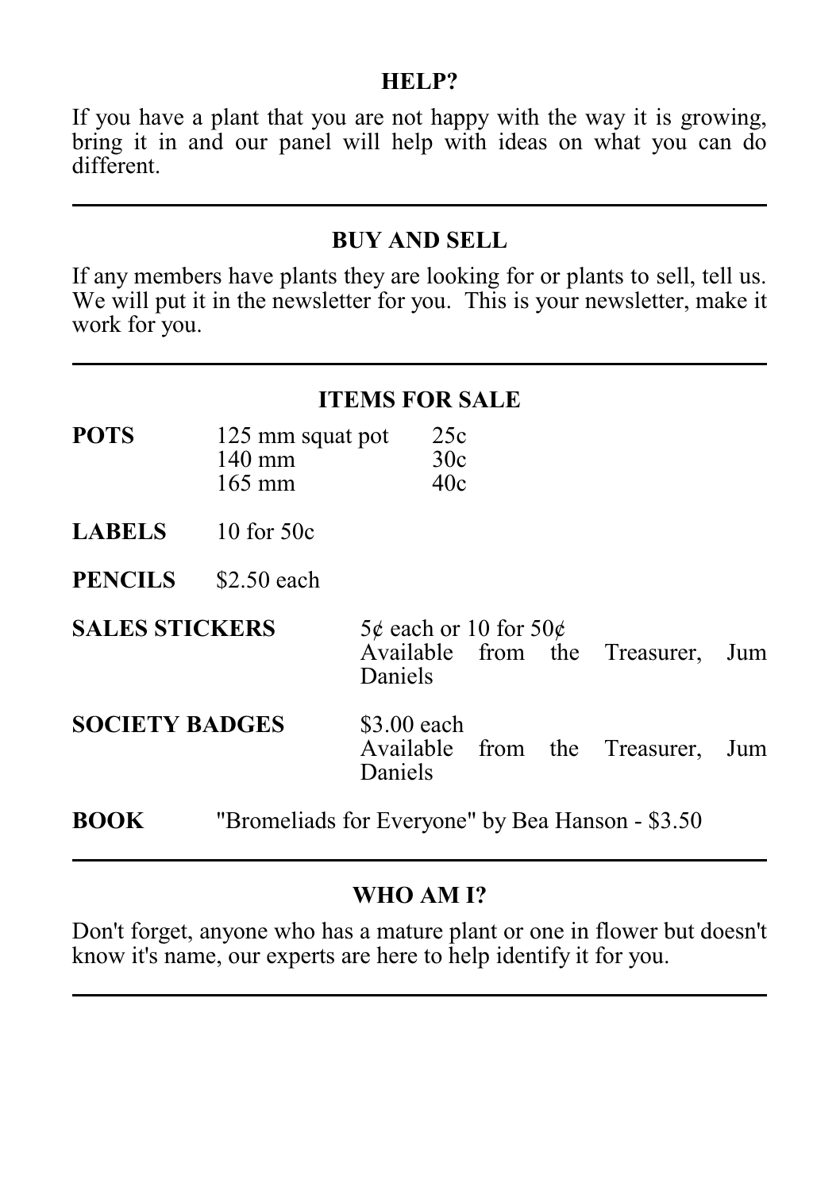## HELP?

If you have a plant that you are not happy with the way it is growing, bring it in and our panel will help with ideas on what you can do different.

---

## BUY AND SELL

If any members have plants they are looking for or plants to sell, tell us. We will put it in the newsletter for you. This is your newsletter, make it work for you.

---

## ITEMS FOR SALE

| | | |
|---|---|---|
| **POTS** | 125 mm squat pot | 25c |
| | 140 mm | 30c |
| | 165 mm | 40c |
| **LABELS** | 10 for 50c | |
| **PENCILS** | $2.50 each | |
| **SALES STICKERS** | | 5¢ each or 10 for 50¢<br>Available from the Treasurer, Jum Daniels |
| **SOCIETY BADGES** | | $3.00 each<br>Available from the Treasurer, Jum Daniels |
| **BOOK** | "Bromeliads for Everyone" by Bea Hanson - $3.50 | |

---

## WHO AM I?

Don't forget, anyone who has a mature plant or one in flower but doesn't know it's name, our experts are here to help identify it for you.